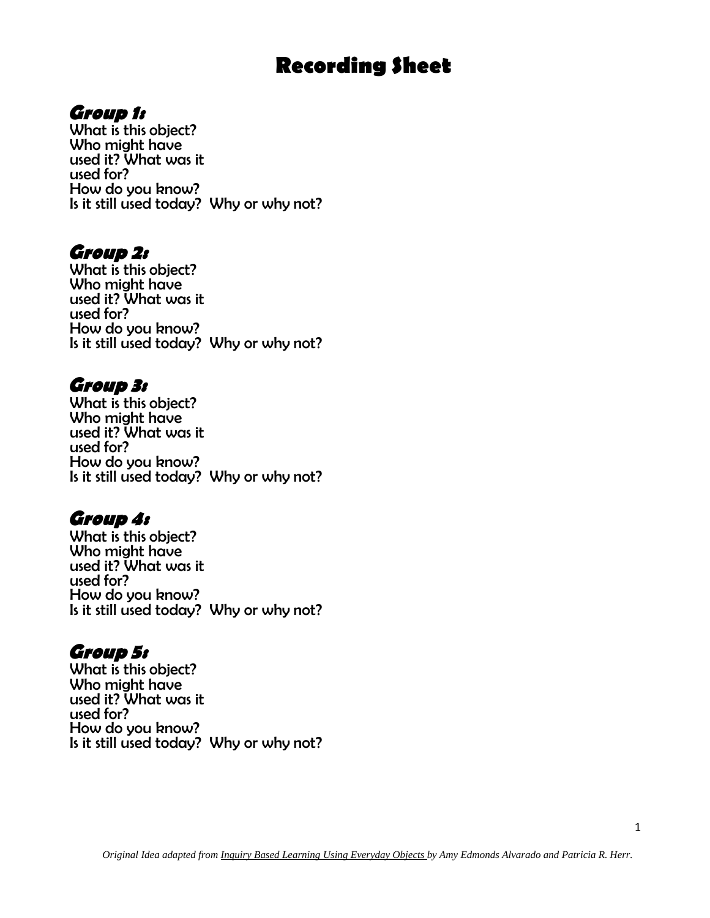# Recording Sheet

## *Group 1:*

What is this object?
Who might have used it? What was it used for?
How do you know?
Is it still used today?  Why or why not?

## *Group 2:*

What is this object?
Who might have used it? What was it used for?
How do you know?
Is it still used today?  Why or why not?

## *Group 3:*

What is this object?
Who might have used it? What was it used for?
How do you know?
Is it still used today?  Why or why not?

## *Group 4:*

What is this object?
Who might have used it? What was it used for?
How do you know?
Is it still used today?  Why or why not?

## *Group 5:*

What is this object?
Who might have used it? What was it used for?
How do you know?
Is it still used today?  Why or why not?

*Original Idea adapted from Inquiry Based Learning Using Everyday Objects by Amy Edmonds Alvarado and Patricia R. Herr.*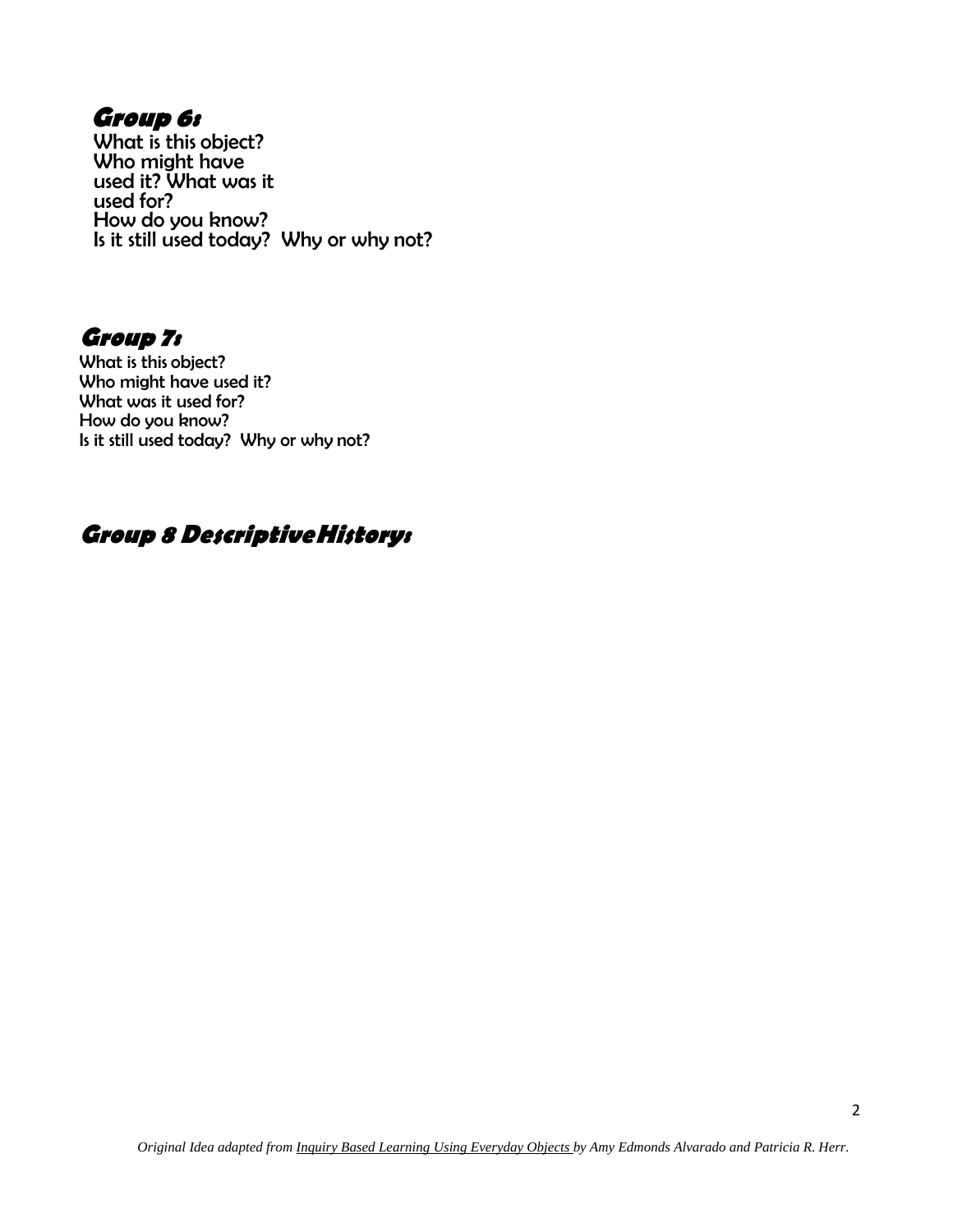### Group 6:

What is this object?
Who might have used it? What was it used for?
How do you know?
Is it still used today?  Why or why not?

### Group 7:

What is this object?
Who might have used it?
What was it used for?
How do you know?
Is it still used today?  Why or why not?

### Group 8 Descriptive History:

*Original Idea adapted from Inquiry Based Learning Using Everyday Objects by Amy Edmonds Alvarado and Patricia R. Herr.*